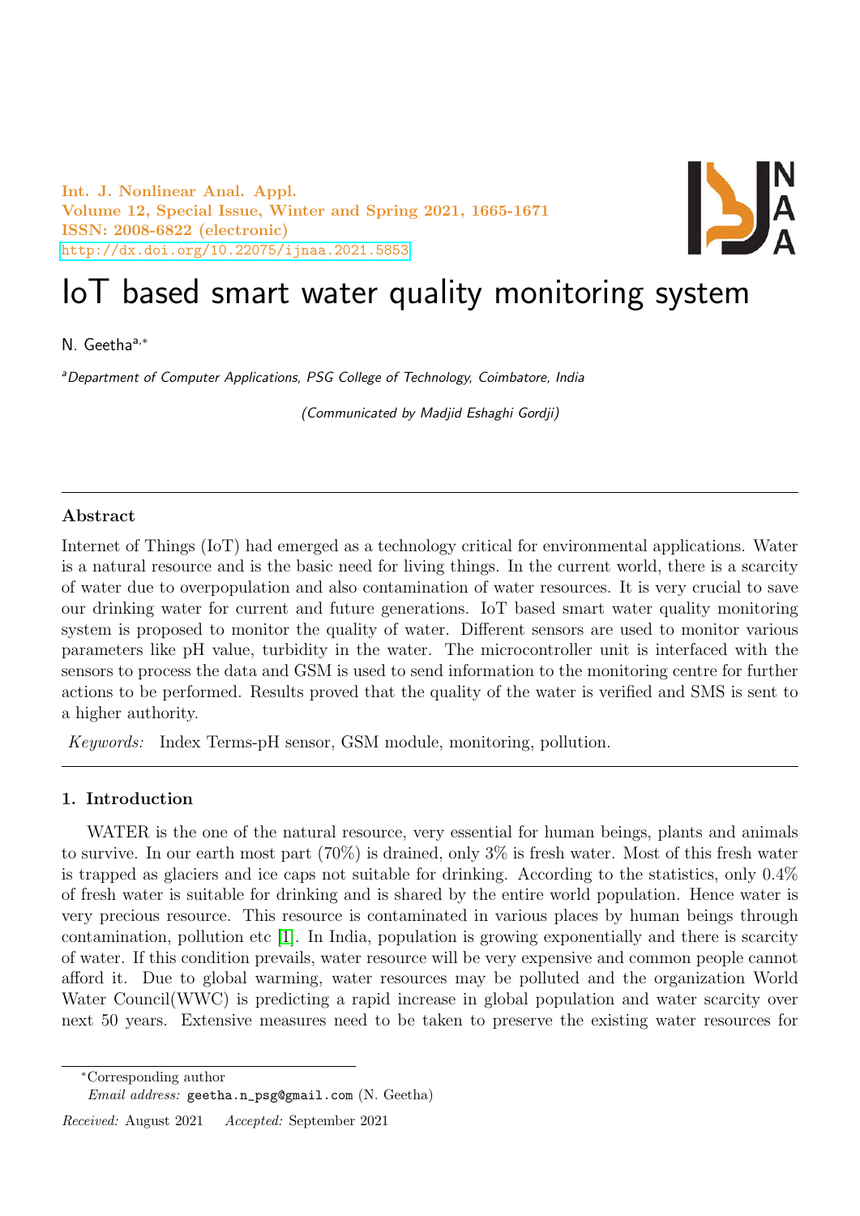// IoT based smart water quality monitoring system

N. Geetha[a,*]

[a]*Department of Computer Applications, PSG College of Technology, Coimbatore, India*

*(Communicated by Madjid Eshaghi Gordji)*

---

**Abstract**

Internet of Things (IoT) had emerged as a technology critical for environmental applications. Water is a natural resource and is the basic need for living things. In the current world, there is a scarcity of water due to overpopulation and also contamination of water resources. It is very crucial to save our drinking water for current and future generations. IoT based smart water quality monitoring system is proposed to monitor the quality of water. Different sensors are used to monitor various parameters like pH value, turbidity in the water. The microcontroller unit is interfaced with the sensors to process the data and GSM is used to send information to the monitoring centre for further actions to be performed. Results proved that the quality of the water is verified and SMS is sent to a higher authority.

*Keywords:* Index Terms-pH sensor, GSM module, monitoring, pollution.

---

## 1. Introduction

WATER is the one of the natural resource, very essential for human beings, plants and animals to survive. In our earth most part (70%) is drained, only 3% is fresh water. Most of this fresh water is trapped as glaciers and ice caps not suitable for drinking. According to the statistics, only 0.4% of fresh water is suitable for drinking and is shared by the entire world population. Hence water is very precious resource. This resource is contaminated in various places by human beings through contamination, pollution etc [1]. In India, population is growing exponentially and there is scarcity of water. If this condition prevails, water resource will be very expensive and common people cannot afford it. Due to global warming, water resources may be polluted and the organization World Water Council(WWC) is predicting a rapid increase in global population and water scarcity over next 50 years. Extensive measures need to be taken to preserve the existing water resources for

---

*Corresponding author

*Email address:* geetha.n_psg@gmail.com (N. Geetha)

*Received:* August 2021 *Accepted:* September 2021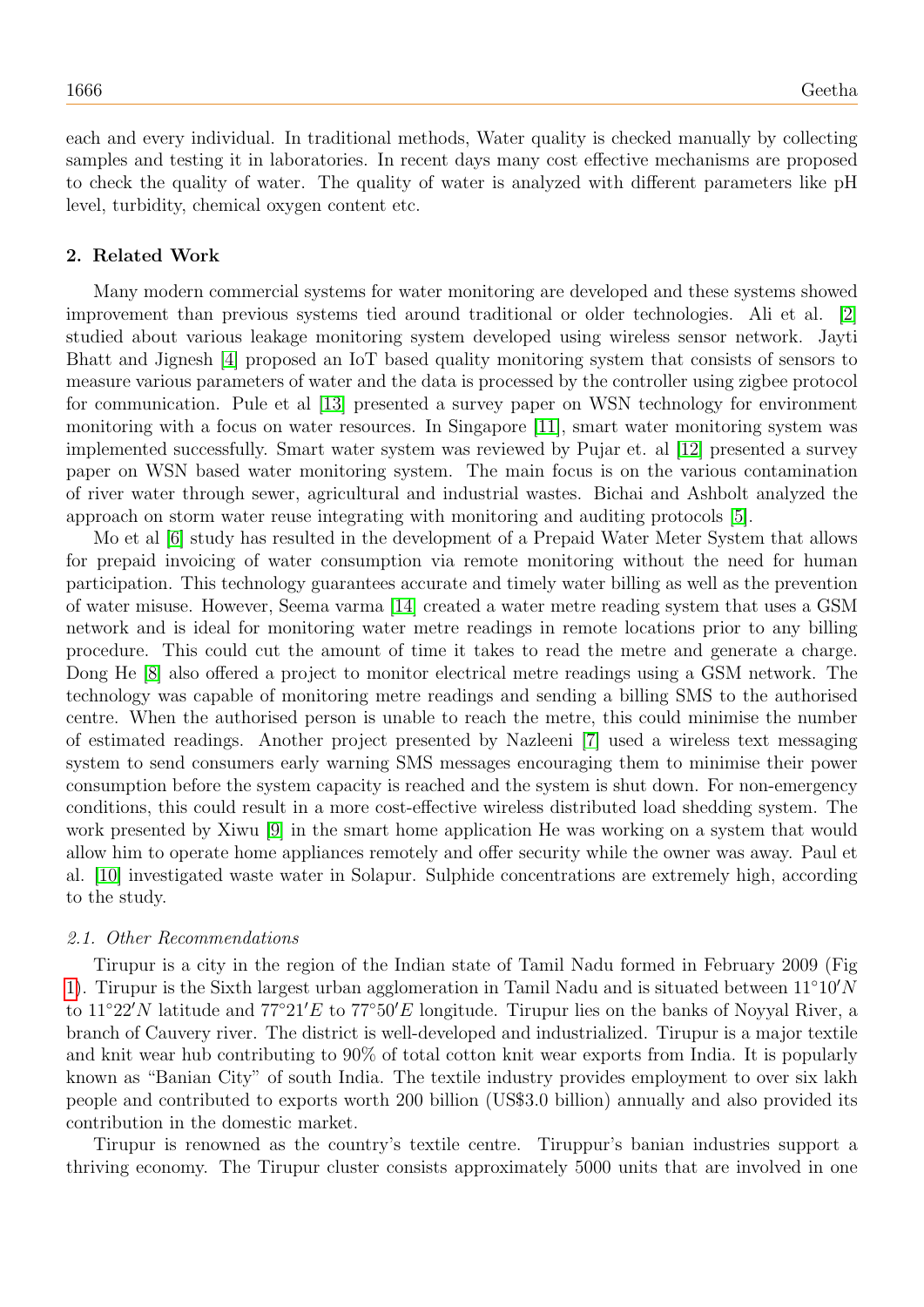each and every individual. In traditional methods, Water quality is checked manually by collecting samples and testing it in laboratories. In recent days many cost effective mechanisms are proposed to check the quality of water. The quality of water is analyzed with different parameters like pH level, turbidity, chemical oxygen content etc.

## 2. Related Work

Many modern commercial systems for water monitoring are developed and these systems showed improvement than previous systems tied around traditional or older technologies. Ali et al. [2] studied about various leakage monitoring system developed using wireless sensor network. Jayti Bhatt and Jignesh [4] proposed an IoT based quality monitoring system that consists of sensors to measure various parameters of water and the data is processed by the controller using zigbee protocol for communication. Pule et al [13] presented a survey paper on WSN technology for environment monitoring with a focus on water resources. In Singapore [11], smart water monitoring system was implemented successfully. Smart water system was reviewed by Pujar et. al [12] presented a survey paper on WSN based water monitoring system. The main focus is on the various contamination of river water through sewer, agricultural and industrial wastes. Bichai and Ashbolt analyzed the approach on storm water reuse integrating with monitoring and auditing protocols [5].

Mo et al [6] study has resulted in the development of a Prepaid Water Meter System that allows for prepaid invoicing of water consumption via remote monitoring without the need for human participation. This technology guarantees accurate and timely water billing as well as the prevention of water misuse. However, Seema varma [14] created a water metre reading system that uses a GSM network and is ideal for monitoring water metre readings in remote locations prior to any billing procedure. This could cut the amount of time it takes to read the metre and generate a charge. Dong He [8] also offered a project to monitor electrical metre readings using a GSM network. The technology was capable of monitoring metre readings and sending a billing SMS to the authorised centre. When the authorised person is unable to reach the metre, this could minimise the number of estimated readings. Another project presented by Nazleeni [7] used a wireless text messaging system to send consumers early warning SMS messages encouraging them to minimise their power consumption before the system capacity is reached and the system is shut down. For non-emergency conditions, this could result in a more cost-effective wireless distributed load shedding system. The work presented by Xiwu [9] in the smart home application He was working on a system that would allow him to operate home appliances remotely and offer security while the owner was away. Paul et al. [10] investigated waste water in Solapur. Sulphide concentrations are extremely high, according to the study.

### *2.1. Other Recommendations*

Tirupur is a city in the region of the Indian state of Tamil Nadu formed in February 2009 (Fig 1). Tirupur is the Sixth largest urban agglomeration in Tamil Nadu and is situated between $11°10'N$ to $11°22'N$ latitude and $77°21'E$ to $77°50'E$ longitude. Tirupur lies on the banks of Noyyal River, a branch of Cauvery river. The district is well-developed and industrialized. Tirupur is a major textile and knit wear hub contributing to 90% of total cotton knit wear exports from India. It is popularly known as "Banian City" of south India. The textile industry provides employment to over six lakh people and contributed to exports worth 200 billion (US$3.0 billion) annually and also provided its contribution in the domestic market.

Tirupur is renowned as the country's textile centre. Tiruppur's banian industries support a thriving economy. The Tirupur cluster consists approximately 5000 units that are involved in one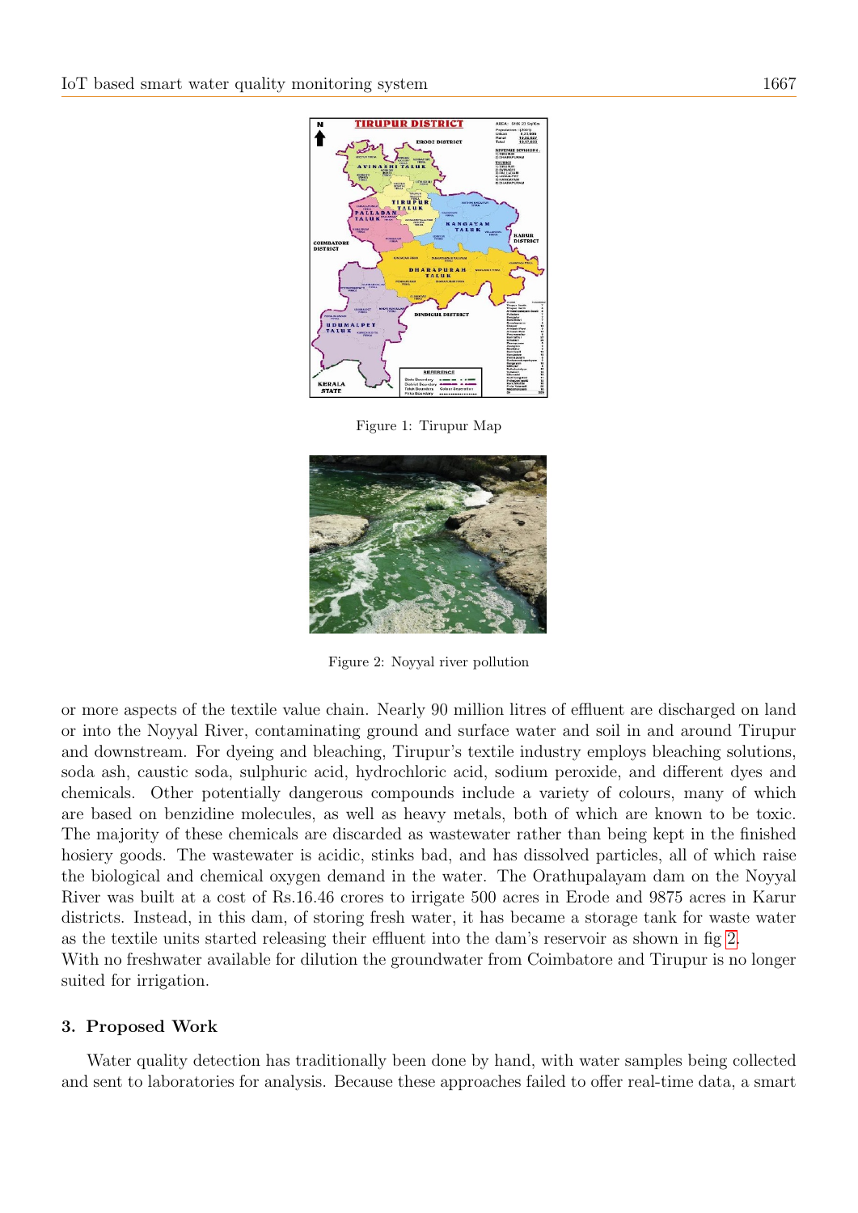Figure 1: Tirupur Map

Figure 2: Noyyal river pollution

or more aspects of the textile value chain. Nearly 90 million litres of effluent are discharged on land or into the Noyyal River, contaminating ground and surface water and soil in and around Tirupur and downstream. For dyeing and bleaching, Tirupur's textile industry employs bleaching solutions, soda ash, caustic soda, sulphuric acid, hydrochloric acid, sodium peroxide, and different dyes and chemicals. Other potentially dangerous compounds include a variety of colours, many of which are based on benzidine molecules, as well as heavy metals, both of which are known to be toxic. The majority of these chemicals are discarded as wastewater rather than being kept in the finished hosiery goods. The wastewater is acidic, stinks bad, and has dissolved particles, all of which raise the biological and chemical oxygen demand in the water. The Orathupalayam dam on the Noyyal River was built at a cost of Rs.16.46 crores to irrigate 500 acres in Erode and 9875 acres in Karur districts. Instead, in this dam, of storing fresh water, it has became a storage tank for waste water as the textile units started releasing their effluent into the dam's reservoir as shown in fig 2.
With no freshwater available for dilution the groundwater from Coimbatore and Tirupur is no longer suited for irrigation.

## 3. Proposed Work

Water quality detection has traditionally been done by hand, with water samples being collected and sent to laboratories for analysis. Because these approaches failed to offer real-time data, a smart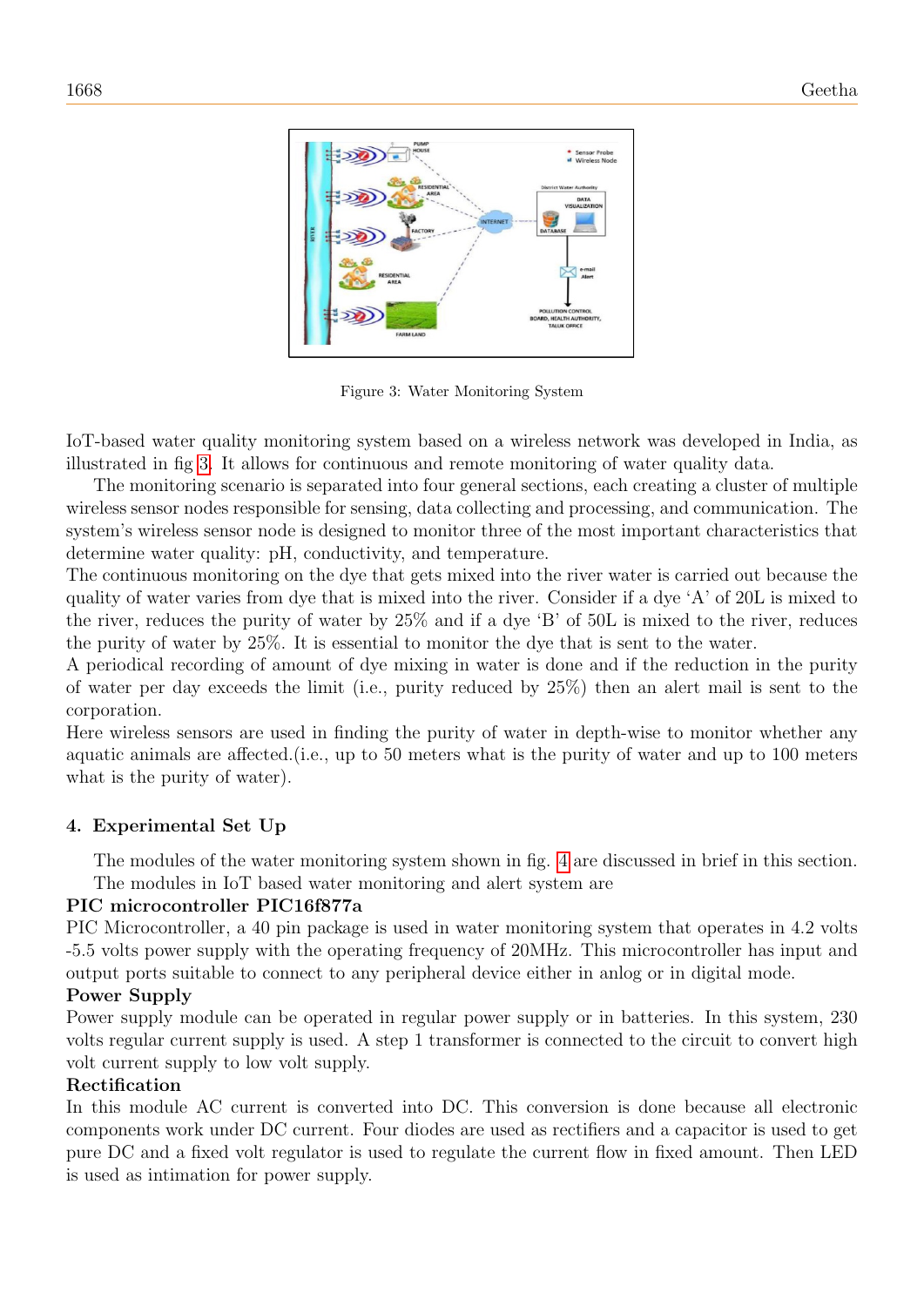Figure 3: Water Monitoring System

IoT-based water quality monitoring system based on a wireless network was developed in India, as illustrated in fig 3. It allows for continuous and remote monitoring of water quality data.

The monitoring scenario is separated into four general sections, each creating a cluster of multiple wireless sensor nodes responsible for sensing, data collecting and processing, and communication. The system's wireless sensor node is designed to monitor three of the most important characteristics that determine water quality: pH, conductivity, and temperature.

The continuous monitoring on the dye that gets mixed into the river water is carried out because the quality of water varies from dye that is mixed into the river. Consider if a dye 'A' of 20L is mixed to the river, reduces the purity of water by 25% and if a dye 'B' of 50L is mixed to the river, reduces the purity of water by 25%. It is essential to monitor the dye that is sent to the water.

A periodical recording of amount of dye mixing in water is done and if the reduction in the purity of water per day exceeds the limit (i.e., purity reduced by 25%) then an alert mail is sent to the corporation.

Here wireless sensors are used in finding the purity of water in depth-wise to monitor whether any aquatic animals are affected.(i.e., up to 50 meters what is the purity of water and up to 100 meters what is the purity of water).

## 4. Experimental Set Up

The modules of the water monitoring system shown in fig. 4 are discussed in brief in this section.

The modules in IoT based water monitoring and alert system are

**PIC microcontroller PIC16f877a**

PIC Microcontroller, a 40 pin package is used in water monitoring system that operates in 4.2 volts -5.5 volts power supply with the operating frequency of 20MHz. This microcontroller has input and output ports suitable to connect to any peripheral device either in anlog or in digital mode.

**Power Supply**

Power supply module can be operated in regular power supply or in batteries. In this system, 230 volts regular current supply is used. A step 1 transformer is connected to the circuit to convert high volt current supply to low volt supply.

**Rectification**

In this module AC current is converted into DC. This conversion is done because all electronic components work under DC current. Four diodes are used as rectifiers and a capacitor is used to get pure DC and a fixed volt regulator is used to regulate the current flow in fixed amount. Then LED is used as intimation for power supply.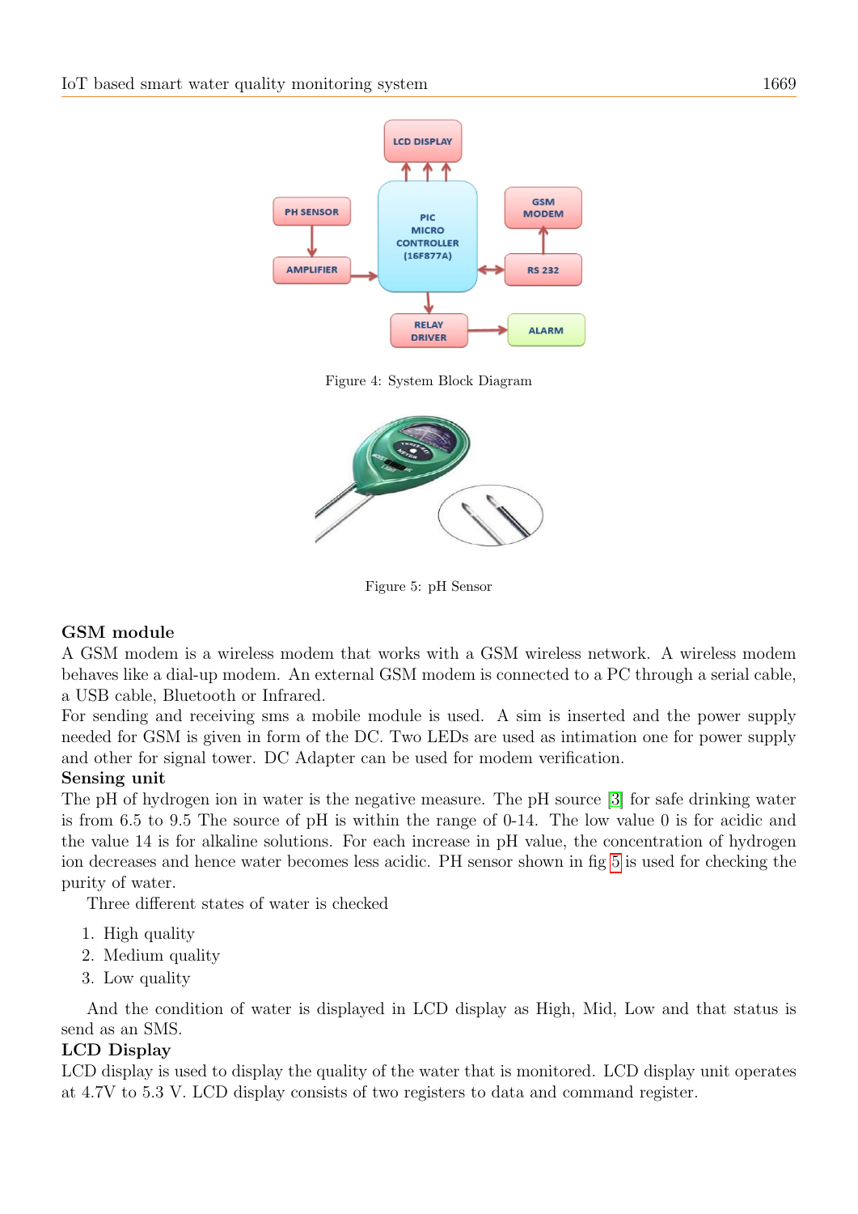Figure 4: System Block Diagram

Figure 5: pH Sensor

**GSM module**

A GSM modem is a wireless modem that works with a GSM wireless network. A wireless modem behaves like a dial-up modem. An external GSM modem is connected to a PC through a serial cable, a USB cable, Bluetooth or Infrared.

For sending and receiving sms a mobile module is used. A sim is inserted and the power supply needed for GSM is given in form of the DC. Two LEDs are used as intimation one for power supply and other for signal tower. DC Adapter can be used for modem verification.

**Sensing unit**

The pH of hydrogen ion in water is the negative measure. The pH source [3] for safe drinking water is from 6.5 to 9.5 The source of pH is within the range of 0-14. The low value 0 is for acidic and the value 14 is for alkaline solutions. For each increase in pH value, the concentration of hydrogen ion decreases and hence water becomes less acidic. PH sensor shown in fig 5 is used for checking the purity of water.

Three different states of water is checked

1. High quality
2. Medium quality
3. Low quality

And the condition of water is displayed in LCD display as High, Mid, Low and that status is send as an SMS.

**LCD Display**

LCD display is used to display the quality of the water that is monitored. LCD display unit operates at 4.7V to 5.3 V. LCD display consists of two registers to data and command register.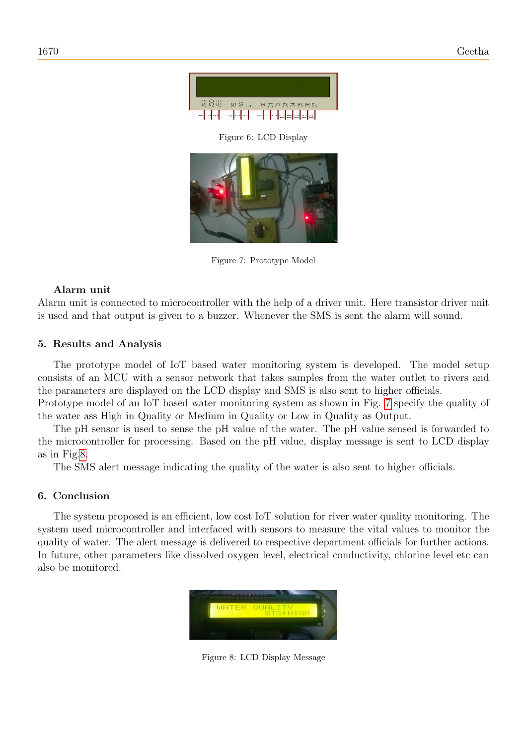Figure 6: LCD Display

Figure 7: Prototype Model

**Alarm unit**

Alarm unit is connected to microcontroller with the help of a driver unit. Here transistor driver unit is used and that output is given to a buzzer. Whenever the SMS is sent the alarm will sound.

## 5. Results and Analysis

The prototype model of IoT based water monitoring system is developed. The model setup consists of an MCU with a sensor network that takes samples from the water outlet to rivers and the parameters are displayed on the LCD display and SMS is also sent to higher officials.
Prototype model of an IoT based water monitoring system as shown in Fig. 7 specify the quality of the water ass High in Quality or Medium in Quality or Low in Quality as Output.

The pH sensor is used to sense the pH value of the water. The pH value sensed is forwarded to the microcontroller for processing. Based on the pH value, display message is sent to LCD display as in Fig.8.

The SMS alert message indicating the quality of the water is also sent to higher officials.

## 6. Conclusion

The system proposed is an efficient, low cost IoT solution for river water quality monitoring. The system used microcontroller and interfaced with sensors to measure the vital values to monitor the quality of water. The alert message is delivered to respective department officials for further actions. In future, other parameters like dissolved oxygen level, electrical conductivity, chlorine level etc can also be monitored.

Figure 8: LCD Display Message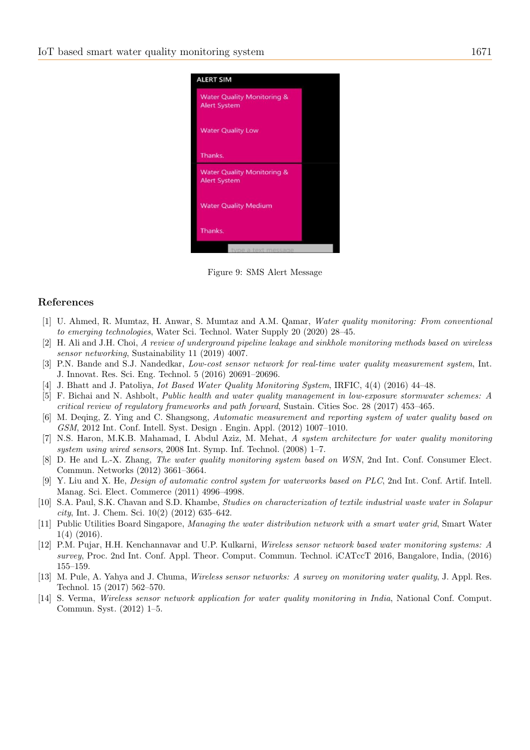Figure 9: SMS Alert Message

## References

[1] U. Ahmed, R. Mumtaz, H. Anwar, S. Mumtaz and A.M. Qamar, *Water quality monitoring: From conventional to emerging technologies*, Water Sci. Technol. Water Supply 20 (2020) 28–45.

[2] H. Ali and J.H. Choi, *A review of underground pipeline leakage and sinkhole monitoring methods based on wireless sensor networking*, Sustainability 11 (2019) 4007.

[3] P.N. Bande and S.J. Nandedkar, *Low-cost sensor network for real-time water quality measurement system*, Int. J. Innovat. Res. Sci. Eng. Technol. 5 (2016) 20691–20696.

[4] J. Bhatt and J. Patoliya, *Iot Based Water Quality Monitoring System*, IRFIC, 4(4) (2016) 44–48.

[5] F. Bichai and N. Ashbolt, *Public health and water quality management in low-exposure stormwater schemes: A critical review of regulatory frameworks and path forward*, Sustain. Cities Soc. 28 (2017) 453–465.

[6] M. Deqing, Z. Ying and C. Shangsong, *Automatic measurement and reporting system of water quality based on GSM*, 2012 Int. Conf. Intell. Syst. Design . Engin. Appl. (2012) 1007–1010.

[7] N.S. Haron, M.K.B. Mahamad, I. Abdul Aziz, M. Mehat, *A system architecture for water quality monitoring system using wired sensors*, 2008 Int. Symp. Inf. Technol. (2008) 1–7.

[8] D. He and L.-X. Zhang, *The water quality monitoring system based on WSN*, 2nd Int. Conf. Consumer Elect. Commun. Networks (2012) 3661–3664.

[9] Y. Liu and X. He, *Design of automatic control system for waterworks based on PLC*, 2nd Int. Conf. Artif. Intell. Manag. Sci. Elect. Commerce (2011) 4996–4998.

[10] S.A. Paul, S.K. Chavan and S.D. Khambe, *Studies on characterization of textile industrial waste water in Solapur city*, Int. J. Chem. Sci. 10(2) (2012) 635–642.

[11] Public Utilities Board Singapore, *Managing the water distribution network with a smart water grid*, Smart Water 1(4) (2016).

[12] P.M. Pujar, H.H. Kenchannavar and U.P. Kulkarni, *Wireless sensor network based water monitoring systems: A survey*, Proc. 2nd Int. Conf. Appl. Theor. Comput. Commun. Technol. iCATccT 2016, Bangalore, India, (2016) 155–159.

[13] M. Pule, A. Yahya and J. Chuma, *Wireless sensor networks: A survey on monitoring water quality*, J. Appl. Res. Technol. 15 (2017) 562–570.

[14] S. Verma, *Wireless sensor network application for water quality monitoring in India*, National Conf. Comput. Commun. Syst. (2012) 1–5.